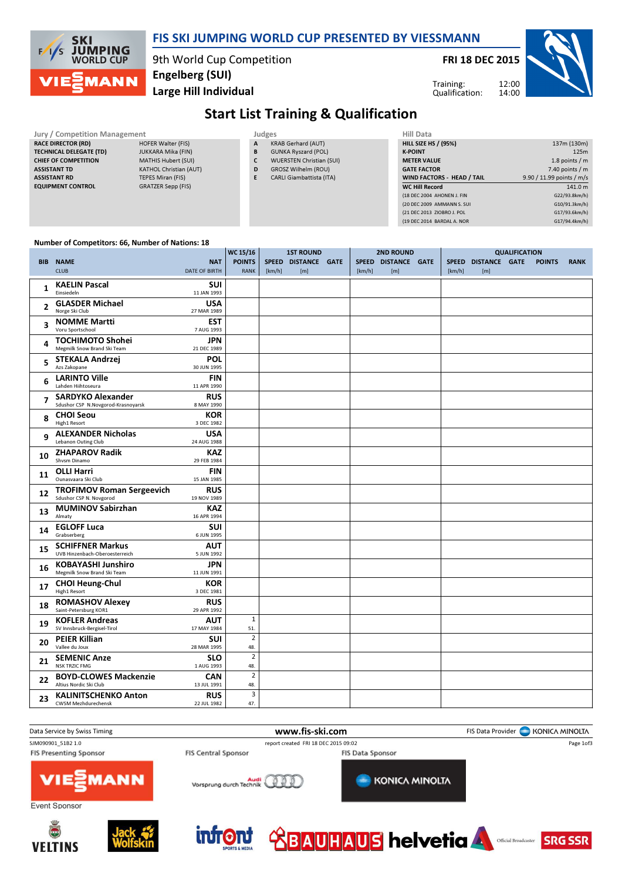# FIS SKI JUMPING WORLD CUP PRESENTED BY VIESSMANN

9th World Cup Competition
Engelberg (SUI)
Large Hill Individual

FRI 18 DEC 2015

Training: 12:00
Qualification: 14:00

## Start List Training & Qualification

| Jury / Competition Management | |
|---|---|
| RACE DIRECTOR (RD) | HOFER Walter (FIS) |
| TECHNICAL DELEGATE (TD) | JUKKARA Mika (FIN) |
| CHIEF OF COMPETITION | MATHIS Hubert (SUI) |
| ASSISTANT TD | KATHOL Christian (AUT) |
| ASSISTANT RD | TEPES Miran (FIS) |
| EQUIPMENT CONTROL | GRATZER Sepp (FIS) |

| Judges | |
|---|---|
| A | KRAB Gerhard (AUT) |
| B | GUNKA Ryszard (POL) |
| C | WUERSTEN Christian (SUI) |
| D | GROSZ Wilhelm (ROU) |
| E | CARLI Giambattista (ITA) |

| Hill Data | |
|---|---|
| HILL SIZE HS / (95%) | 137m (130m) |
| K-POINT | 125m |
| METER VALUE | 1.8 points / m |
| GATE FACTOR | 7.40 points / m |
| WIND FACTORS - HEAD / TAIL | 9.90 / 11.99 points / m/s |
| WC Hill Record | 141.0 m |
| (18 DEC 2004 AHONEN J. FIN | G22/93.8km/h) |
| (20 DEC 2009 AMMANN S. SUI | G10/91.3km/h) |
| (21 DEC 2013 ZIOBRO J. POL | G17/93.6km/h) |
| (19 DEC 2014 BARDAL A. NOR | G17/94.4km/h) |

Number of Competitors: 66, Number of Nations: 18

| BIB | NAME / CLUB | NAT / DATE OF BIRTH | WC 15/16 POINTS / RANK | 1ST ROUND SPEED [km/h] | 1ST ROUND DISTANCE [m] | 1ST ROUND GATE | 2ND ROUND SPEED [km/h] | 2ND ROUND DISTANCE [m] | 2ND ROUND GATE | QUALIFICATION SPEED [km/h] | QUALIFICATION DISTANCE [m] | QUALIFICATION GATE | POINTS | RANK |
|---|---|---|---|---|---|---|---|---|---|---|---|---|---|---|
| 1 | KAELIN Pascal / Einsiedeln | SUI / 11 JAN 1993 | | | | | | | | | | | | |
| 2 | GLASDER Michael / Norge Ski Club | USA / 27 MAR 1989 | | | | | | | | | | | | |
| 3 | NOMME Martti / Voru Sportschool | EST / 7 AUG 1993 | | | | | | | | | | | | |
| 4 | TOCHIMOTO Shohei / Megmilk Snow Brand Ski Team | JPN / 21 DEC 1989 | | | | | | | | | | | | |
| 5 | STEKALA Andrzej / Azs Zakopane | POL / 30 JUN 1995 | | | | | | | | | | | | |
| 6 | LARINTO Ville / Lahden Hiihtoseura | FIN / 11 APR 1990 | | | | | | | | | | | | |
| 7 | SARDYKO Alexander / Sdushor CSP N.Novgorod-Krasnoyarsk | RUS / 8 MAY 1990 | | | | | | | | | | | | |
| 8 | CHOI Seou / High1 Resort | KOR / 3 DEC 1982 | | | | | | | | | | | | |
| 9 | ALEXANDER Nicholas / Lebanon Outing Club | USA / 24 AUG 1988 | | | | | | | | | | | | |
| 10 | ZHAPAROV Radik / Shvsm Dinamo | KAZ / 29 FEB 1984 | | | | | | | | | | | | |
| 11 | OLLI Harri / Ounasvaara Ski Club | FIN / 15 JAN 1985 | | | | | | | | | | | | |
| 12 | TROFIMOV Roman Sergeevich / Sdushor CSP N. Novgorod | RUS / 19 NOV 1989 | | | | | | | | | | | | |
| 13 | MUMINOV Sabirzhan / Almaty | KAZ / 16 APR 1994 | | | | | | | | | | | | |
| 14 | EGLOFF Luca / Grabserberg | SUI / 6 JUN 1995 | | | | | | | | | | | | |
| 15 | SCHIFFNER Markus / UVB Hinzenbach-Oberoesterreich | AUT / 5 JUN 1992 | | | | | | | | | | | | |
| 16 | KOBAYASHI Junshiro / Megmilk Snow Brand Ski Team | JPN / 11 JUN 1991 | | | | | | | | | | | | |
| 17 | CHOI Heung-Chul / High1 Resort | KOR / 3 DEC 1981 | | | | | | | | | | | | |
| 18 | ROMASHOV Alexey / Saint-Petersburg KOR1 | RUS / 29 APR 1992 | | | | | | | | | | | | |
| 19 | KOFLER Andreas / SV Innsbruck-Bergisel-Tirol | AUT / 17 MAY 1984 | 1 / 51. | | | | | | | | | | | |
| 20 | PEIER Killian / Vallee du Joux | SUI / 28 MAR 1995 | 2 / 48. | | | | | | | | | | | |
| 21 | SEMENIC Anze / NSK TRZIC FMG | SLO / 1 AUG 1993 | 2 / 48. | | | | | | | | | | | |
| 22 | BOYD-CLOWES Mackenzie / Altius Nordic Ski Club | CAN / 13 JUL 1991 | 2 / 48. | | | | | | | | | | | |
| 23 | KALINITSCHENKO Anton / CWSM Mezhdurechensk | RUS / 22 JUL 1982 | 3 / 47. | | | | | | | | | | | |

Data Service by Swiss Timing — www.fis-ski.com — FIS Data Provider KONICA MINOLTA

SJM090901_51B2 1.0 — report created FRI 18 DEC 2015 09:02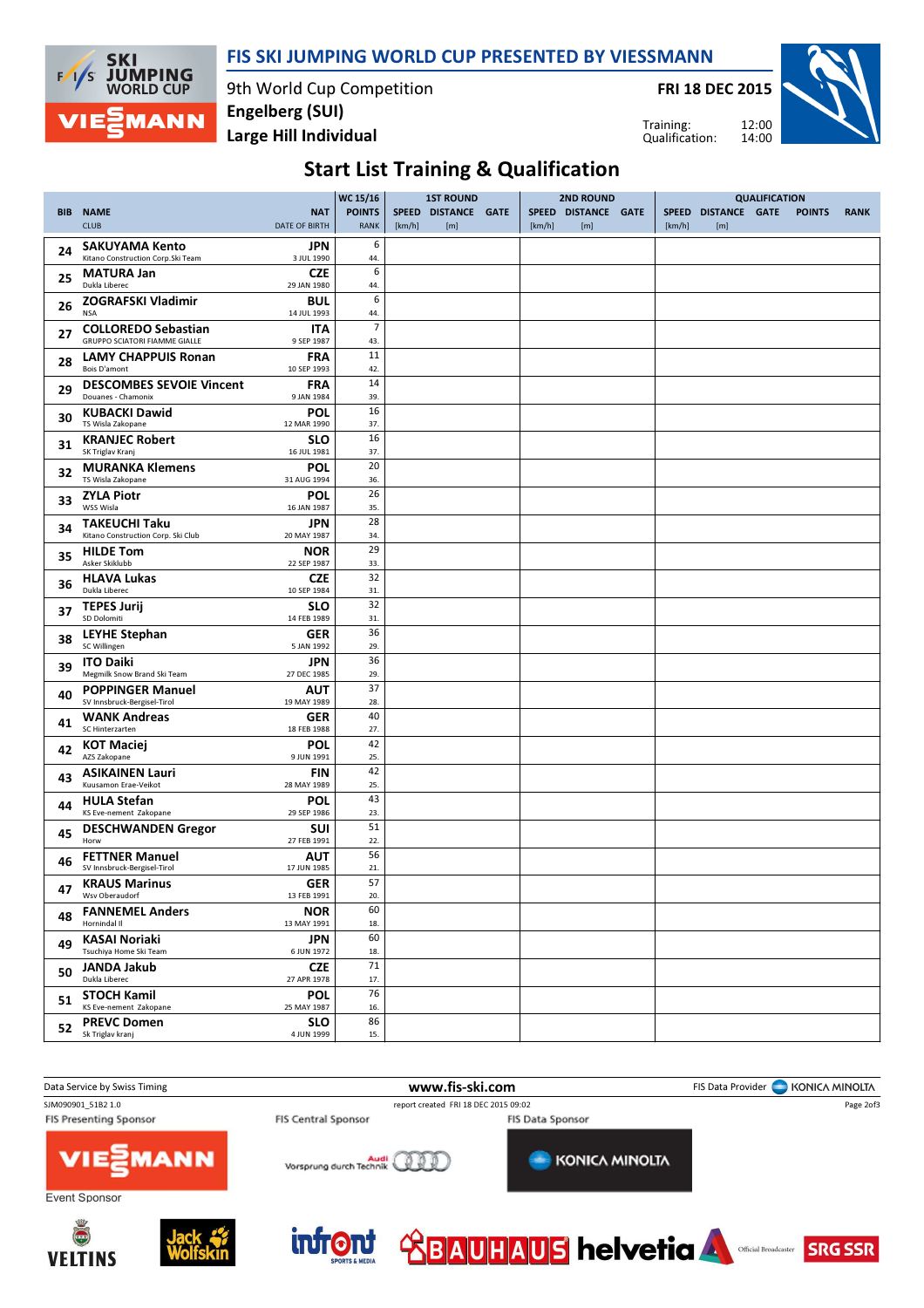# FIS SKI JUMPING WORLD CUP PRESENTED BY VIESSMANN

9th World Cup Competition
**Engelberg (SUI)**
**Large Hill Individual**

**FRI 18 DEC 2015**

Training: 12:00
Qualification: 14:00

## Start List Training & Qualification

| BIB | NAME / CLUB | NAT / DATE OF BIRTH | WC 15/16 POINTS / RANK | 1ST ROUND SPEED [km/h] | 1ST ROUND DISTANCE [m] | 1ST ROUND GATE | 2ND ROUND SPEED [km/h] | 2ND ROUND DISTANCE [m] | 2ND ROUND GATE | QUALIFICATION SPEED [km/h] | QUALIFICATION DISTANCE [m] | QUALIFICATION GATE | QUALIFICATION POINTS | QUALIFICATION RANK |
|---|---|---|---|---|---|---|---|---|---|---|---|---|---|---|
| 24 | **SAKUYAMA Kento** Kitano Construction Corp.Ski Team | JPN 3 JUL 1990 | 6 44. | | | | | | | | | | | |
| 25 | **MATURA Jan** Dukla Liberec | CZE 29 JAN 1980 | 6 44. | | | | | | | | | | | |
| 26 | **ZOGRAFSKI Vladimir** NSA | BUL 14 JUL 1993 | 6 44. | | | | | | | | | | | |
| 27 | **COLLOREDO Sebastian** GRUPPO SCIATORI FIAMME GIALLE | ITA 9 SEP 1987 | 7 43. | | | | | | | | | | | |
| 28 | **LAMY CHAPPUIS Ronan** Bois D'amont | FRA 10 SEP 1993 | 11 42. | | | | | | | | | | | |
| 29 | **DESCOMBES SEVOIE Vincent** Douanes - Chamonix | FRA 9 JAN 1984 | 14 39. | | | | | | | | | | | |
| 30 | **KUBACKI Dawid** TS Wisla Zakopane | POL 12 MAR 1990 | 16 37. | | | | | | | | | | | |
| 31 | **KRANJEC Robert** SK Triglav Kranj | SLO 16 JUL 1981 | 16 37. | | | | | | | | | | | |
| 32 | **MURANKA Klemens** TS Wisla Zakopane | POL 31 AUG 1994 | 20 36. | | | | | | | | | | | |
| 33 | **ZYLA Piotr** WSS Wisla | POL 16 JAN 1987 | 26 35. | | | | | | | | | | | |
| 34 | **TAKEUCHI Taku** Kitano Construction Corp. Ski Club | JPN 20 MAY 1987 | 28 34. | | | | | | | | | | | |
| 35 | **HILDE Tom** Asker Skiklubb | NOR 22 SEP 1987 | 29 33. | | | | | | | | | | | |
| 36 | **HLAVA Lukas** Dukla Liberec | CZE 10 SEP 1984 | 32 31. | | | | | | | | | | | |
| 37 | **TEPES Jurij** SD Dolomiti | SLO 14 FEB 1989 | 32 31. | | | | | | | | | | | |
| 38 | **LEYHE Stephan** SC Willingen | GER 5 JAN 1992 | 36 29. | | | | | | | | | | | |
| 39 | **ITO Daiki** Megmilk Snow Brand Ski Team | JPN 27 DEC 1985 | 36 29. | | | | | | | | | | | |
| 40 | **POPPINGER Manuel** SV Innsbruck-Bergisel-Tirol | AUT 19 MAY 1989 | 37 28. | | | | | | | | | | | |
| 41 | **WANK Andreas** SC Hinterzarten | GER 18 FEB 1988 | 40 27. | | | | | | | | | | | |
| 42 | **KOT Maciej** AZS Zakopane | POL 9 JUN 1991 | 42 25. | | | | | | | | | | | |
| 43 | **ASIKAINEN Lauri** Kuusamon Erae-Veikot | FIN 28 MAY 1989 | 42 25. | | | | | | | | | | | |
| 44 | **HULA Stefan** KS Eve-nement Zakopane | POL 29 SEP 1986 | 43 23. | | | | | | | | | | | |
| 45 | **DESCHWANDEN Gregor** Horw | SUI 27 FEB 1991 | 51 22. | | | | | | | | | | | |
| 46 | **FETTNER Manuel** SV Innsbruck-Bergisel-Tirol | AUT 17 JUN 1985 | 56 21. | | | | | | | | | | | |
| 47 | **KRAUS Marinus** Wsv Oberaudorf | GER 13 FEB 1991 | 57 20. | | | | | | | | | | | |
| 48 | **FANNEMEL Anders** Hornindal Il | NOR 13 MAY 1991 | 60 18. | | | | | | | | | | | |
| 49 | **KASAI Noriaki** Tsuchiya Home Ski Team | JPN 6 JUN 1972 | 60 18. | | | | | | | | | | | |
| 50 | **JANDA Jakub** Dukla Liberec | CZE 27 APR 1978 | 71 17. | | | | | | | | | | | |
| 51 | **STOCH Kamil** KS Eve-nement Zakopane | POL 25 MAY 1987 | 76 16. | | | | | | | | | | | |
| 52 | **PREVC Domen** Sk Triglav kranj | SLO 4 JUN 1999 | 86 15. | | | | | | | | | | | |

Data Service by Swiss Timing — www.fis-ski.com — FIS Data Provider KONICA MINOLTA

SJM090901_51B2 1.0 — report created FRI 18 DEC 2015 09:02

FIS Presenting Sponsor: VIESSMANN — FIS Central Sponsor: Audi — FIS Data Sponsor: KONICA MINOLTA

Event Sponsor: VELTINS, Jack Wolfskin, infront, BAUHAUS, helvetia, SRG SSR (Official Broadcaster)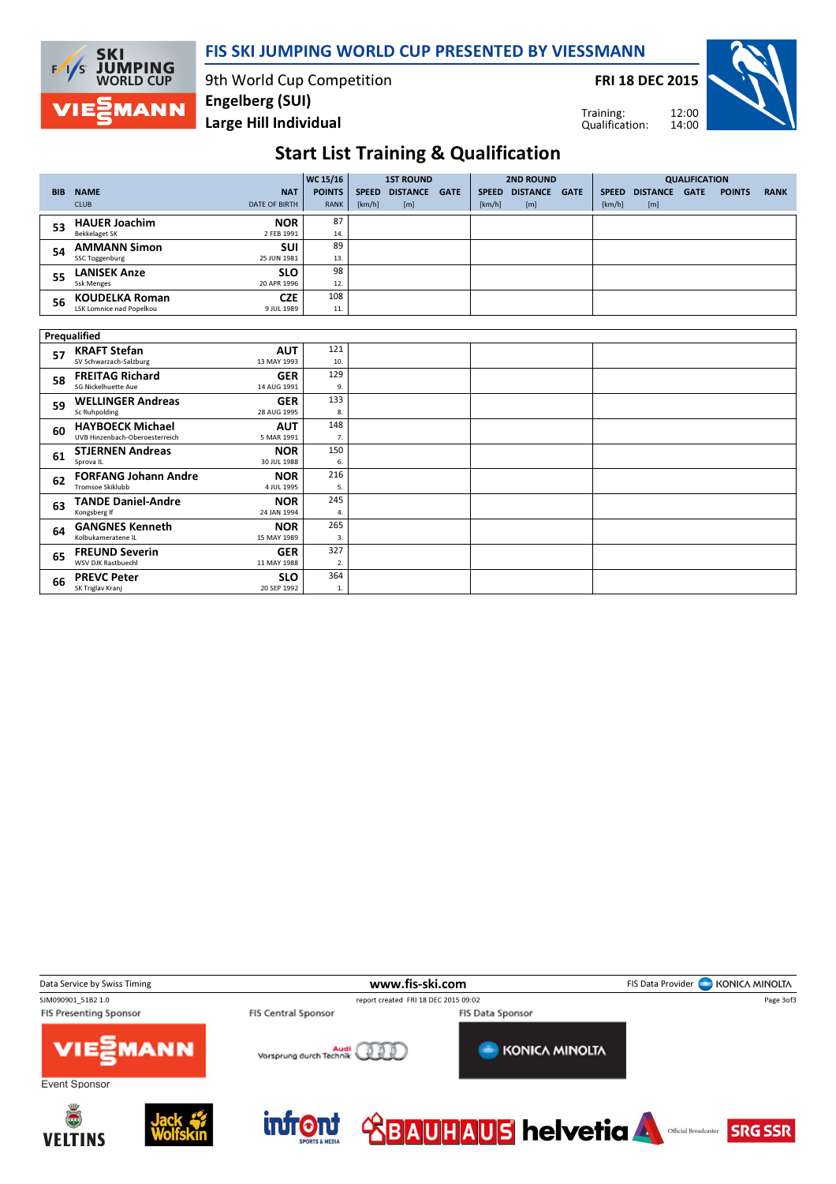# FIS SKI JUMPING WORLD CUP PRESENTED BY VIESSMANN

9th World Cup Competition
**Engelberg (SUI)**
**Large Hill Individual**

**FRI 18 DEC 2015**

Training: 12:00
Qualification: 14:00

## Start List Training & Qualification

| BIB | NAME / CLUB | NAT / DATE OF BIRTH | WC 15/16 POINTS / RANK | 1ST ROUND SPEED [km/h] | 1ST ROUND DISTANCE [m] | 1ST ROUND GATE | 2ND ROUND SPEED [km/h] | 2ND ROUND DISTANCE [m] | 2ND ROUND GATE | QUALIFICATION SPEED [km/h] | QUALIFICATION DISTANCE [m] | QUALIFICATION GATE | QUALIFICATION POINTS | QUALIFICATION RANK |
|---|---|---|---|---|---|---|---|---|---|---|---|---|---|---|
| 53 | **HAUER Joachim** Bekkelaget SK | **NOR** 2 FEB 1991 | 87 14. | | | | | | | | | | | |
| 54 | **AMMANN Simon** SSC Toggenburg | **SUI** 25 JUN 1981 | 89 13. | | | | | | | | | | | |
| 55 | **LANISEK Anze** Ssk Menges | **SLO** 20 APR 1996 | 98 12. | | | | | | | | | | | |
| 56 | **KOUDELKA Roman** LSK Lomnice nad Popelkou | **CZE** 9 JUL 1989 | 108 11. | | | | | | | | | | | |
| **Prequalified** | | | | | | | | | | | | | | |
| 57 | **KRAFT Stefan** SV Schwarzach-Salzburg | **AUT** 13 MAY 1993 | 121 10. | | | | | | | | | | | |
| 58 | **FREITAG Richard** SG Nickelhuette Aue | **GER** 14 AUG 1991 | 129 9. | | | | | | | | | | | |
| 59 | **WELLINGER Andreas** Sc Ruhpolding | **GER** 28 AUG 1995 | 133 8. | | | | | | | | | | | |
| 60 | **HAYBOECK Michael** UVB Hinzenbach-Oberoesterreich | **AUT** 5 MAR 1991 | 148 7. | | | | | | | | | | | |
| 61 | **STJERNEN Andreas** Sprova IL | **NOR** 30 JUL 1988 | 150 6. | | | | | | | | | | | |
| 62 | **FORFANG Johann Andre** Tromsoe Skiklubb | **NOR** 4 JUL 1995 | 216 5. | | | | | | | | | | | |
| 63 | **TANDE Daniel-Andre** Kongsberg If | **NOR** 24 JAN 1994 | 245 4. | | | | | | | | | | | |
| 64 | **GANGNES Kenneth** Kolbukameratene IL | **NOR** 15 MAY 1989 | 265 3. | | | | | | | | | | | |
| 65 | **FREUND Severin** WSV DJK Rastbuechl | **GER** 11 MAY 1988 | 327 2. | | | | | | | | | | | |
| 66 | **PREVC Peter** SK Triglav Kranj | **SLO** 20 SEP 1992 | 364 1. | | | | | | | | | | | |

Data Service by Swiss Timing — www.fis-ski.com — FIS Data Provider KONICA MINOLTA

SJM090901_51B2 1.0 — report created FRI 18 DEC 2015 09:02

FIS Presenting Sponsor: VIESSMANN — FIS Central Sponsor: Audi Vorsprung durch Technik — FIS Data Sponsor: KONICA MINOLTA

Event Sponsor: VELTINS, Jack Wolfskin, infront SPORTS & MEDIA, BAUHAUS, helvetia — Official Broadcaster SRG SSR